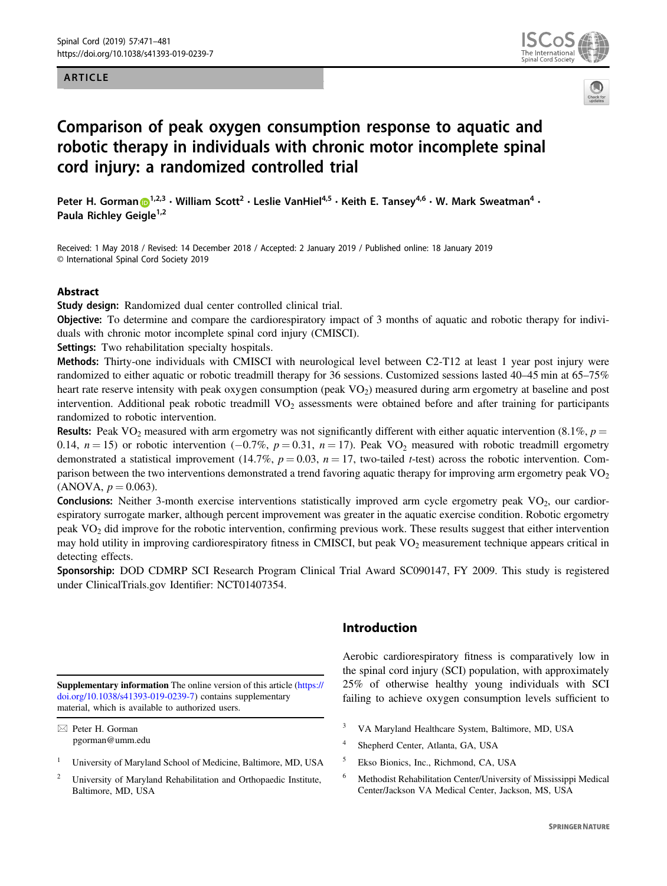ARTICLE

# Comparison of peak oxygen consumption response to aquatic and robotic therapy in individuals with chronic motor incomplete spinal cord injury: a randomized controlled trial

Peter H. Gorman[1,2,3] · William Scott[2] · Leslie VanHiel[4,5] · Keith E. Tansey[4,6] · W. Mark Sweatman[4] · Paula Richley Geigle[1,2]

Received: 1 May 2018 / Revised: 14 December 2018 / Accepted: 2 January 2019 / Published online: 18 January 2019
© International Spinal Cord Society 2019

## Abstract

**Study design:** Randomized dual center controlled clinical trial.

**Objective:** To determine and compare the cardiorespiratory impact of 3 months of aquatic and robotic therapy for individuals with chronic motor incomplete spinal cord injury (CMISCI).

**Settings:** Two rehabilitation specialty hospitals.

**Methods:** Thirty-one individuals with CMISCI with neurological level between C2-T12 at least 1 year post injury were randomized to either aquatic or robotic treadmill therapy for 36 sessions. Customized sessions lasted 40–45 min at 65–75% heart rate reserve intensity with peak oxygen consumption (peak $VO_2$) measured during arm ergometry at baseline and post intervention. Additional peak robotic treadmill $VO_2$ assessments were obtained before and after training for participants randomized to robotic intervention.

**Results:** Peak $VO_2$ measured with arm ergometry was not significantly different with either aquatic intervention (8.1%, $p = 0.14$, $n = 15$) or robotic intervention (−0.7%, $p = 0.31$, $n = 17$). Peak $VO_2$ measured with robotic treadmill ergometry demonstrated a statistical improvement (14.7%, $p = 0.03$, $n = 17$, two-tailed $t$-test) across the robotic intervention. Comparison between the two interventions demonstrated a trend favoring aquatic therapy for improving arm ergometry peak $VO_2$ (ANOVA, $p = 0.063$).

**Conclusions:** Neither 3-month exercise interventions statistically improved arm cycle ergometry peak $VO_2$, our cardiorespiratory surrogate marker, although percent improvement was greater in the aquatic exercise condition. Robotic ergometry peak $VO_2$ did improve for the robotic intervention, confirming previous work. These results suggest that either intervention may hold utility in improving cardiorespiratory fitness in CMISCI, but peak $VO_2$ measurement technique appears critical in detecting effects.

**Sponsorship:** DOD CDMRP SCI Research Program Clinical Trial Award SC090147, FY 2009. This study is registered under ClinicalTrials.gov Identifier: NCT01407354.

## Introduction

Aerobic cardiorespiratory fitness is comparatively low in the spinal cord injury (SCI) population, with approximately 25% of otherwise healthy young individuals with SCI failing to achieve oxygen consumption levels sufficient to

---

**Supplementary information** The online version of this article (https://doi.org/10.1038/s41393-019-0239-7) contains supplementary material, which is available to authorized users.

✉ Peter H. Gorman
pgorman@umm.edu

1. University of Maryland School of Medicine, Baltimore, MD, USA
2. University of Maryland Rehabilitation and Orthopaedic Institute, Baltimore, MD, USA
3. VA Maryland Healthcare System, Baltimore, MD, USA
4. Shepherd Center, Atlanta, GA, USA
5. Ekso Bionics, Inc., Richmond, CA, USA
6. Methodist Rehabilitation Center/University of Mississippi Medical Center/Jackson VA Medical Center, Jackson, MS, USA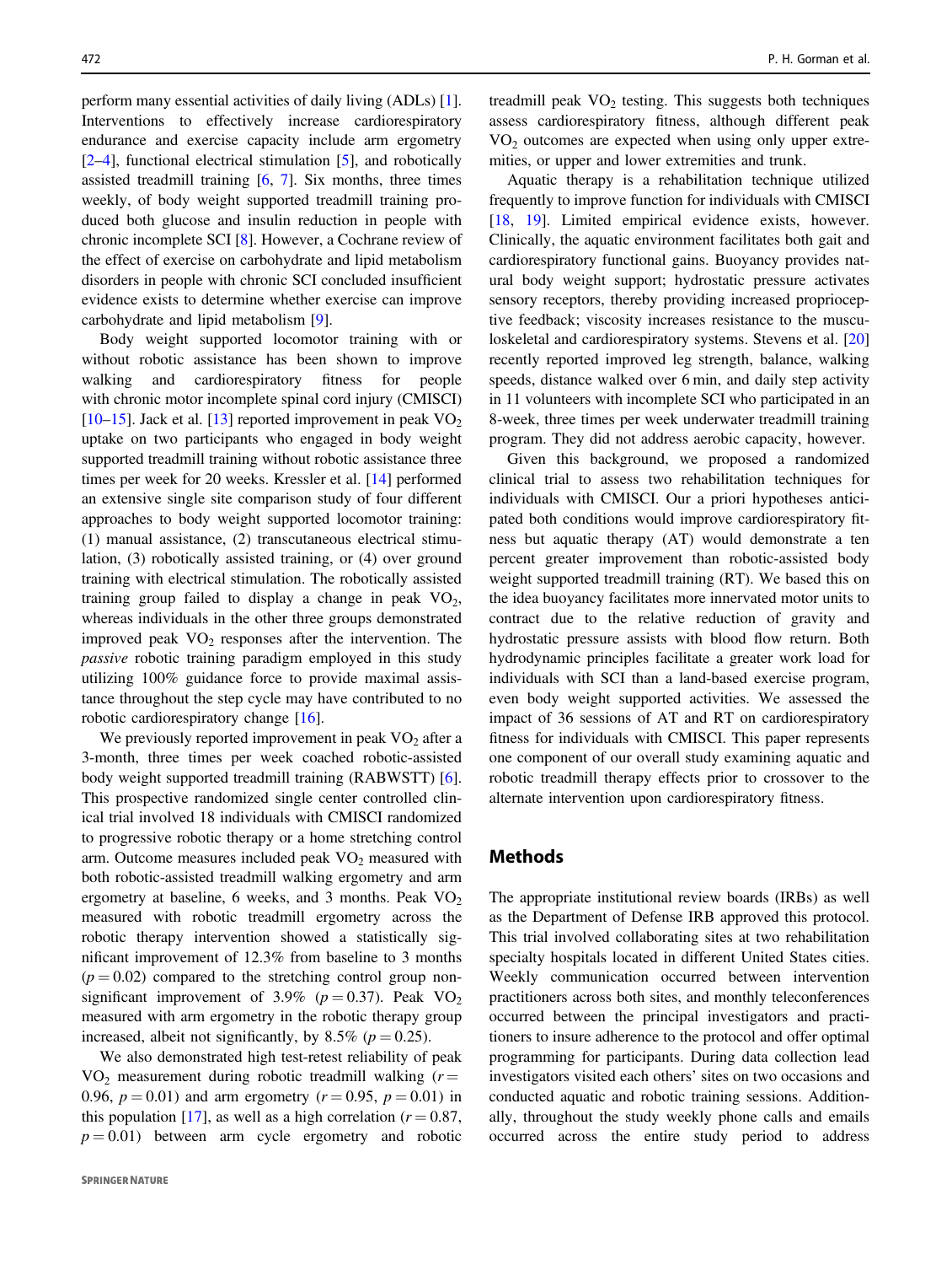perform many essential activities of daily living (ADLs) [1]. Interventions to effectively increase cardiorespiratory endurance and exercise capacity include arm ergometry [2–4], functional electrical stimulation [5], and robotically assisted treadmill training [6, 7]. Six months, three times weekly, of body weight supported treadmill training produced both glucose and insulin reduction in people with chronic incomplete SCI [8]. However, a Cochrane review of the effect of exercise on carbohydrate and lipid metabolism disorders in people with chronic SCI concluded insufficient evidence exists to determine whether exercise can improve carbohydrate and lipid metabolism [9].

Body weight supported locomotor training with or without robotic assistance has been shown to improve walking and cardiorespiratory fitness for people with chronic motor incomplete spinal cord injury (CMISCI) [10–15]. Jack et al. [13] reported improvement in peak $VO_2$ uptake on two participants who engaged in body weight supported treadmill training without robotic assistance three times per week for 20 weeks. Kressler et al. [14] performed an extensive single site comparison study of four different approaches to body weight supported locomotor training: (1) manual assistance, (2) transcutaneous electrical stimulation, (3) robotically assisted training, or (4) over ground training with electrical stimulation. The robotically assisted training group failed to display a change in peak $VO_2$, whereas individuals in the other three groups demonstrated improved peak $VO_2$ responses after the intervention. The *passive* robotic training paradigm employed in this study utilizing 100% guidance force to provide maximal assistance throughout the step cycle may have contributed to no robotic cardiorespiratory change [16].

We previously reported improvement in peak $VO_2$ after a 3-month, three times per week coached robotic-assisted body weight supported treadmill training (RABWSTT) [6]. This prospective randomized single center controlled clinical trial involved 18 individuals with CMISCI randomized to progressive robotic therapy or a home stretching control arm. Outcome measures included peak $VO_2$ measured with both robotic-assisted treadmill walking ergometry and arm ergometry at baseline, 6 weeks, and 3 months. Peak $VO_2$ measured with robotic treadmill ergometry across the robotic therapy intervention showed a statistically significant improvement of 12.3% from baseline to 3 months ($p = 0.02$) compared to the stretching control group nonsignificant improvement of 3.9% ($p = 0.37$). Peak $VO_2$ measured with arm ergometry in the robotic therapy group increased, albeit not significantly, by 8.5% ($p = 0.25$).

We also demonstrated high test-retest reliability of peak $VO_2$ measurement during robotic treadmill walking ($r = 0.96$, $p = 0.01$) and arm ergometry ($r = 0.95$, $p = 0.01$) in this population [17], as well as a high correlation ($r = 0.87$, $p = 0.01$) between arm cycle ergometry and robotic treadmill peak $VO_2$ testing. This suggests both techniques assess cardiorespiratory fitness, although different peak $VO_2$ outcomes are expected when using only upper extremities, or upper and lower extremities and trunk.

Aquatic therapy is a rehabilitation technique utilized frequently to improve function for individuals with CMISCI [18, 19]. Limited empirical evidence exists, however. Clinically, the aquatic environment facilitates both gait and cardiorespiratory functional gains. Buoyancy provides natural body weight support; hydrostatic pressure activates sensory receptors, thereby providing increased proprioceptive feedback; viscosity increases resistance to the musculoskeletal and cardiorespiratory systems. Stevens et al. [20] recently reported improved leg strength, balance, walking speeds, distance walked over 6 min, and daily step activity in 11 volunteers with incomplete SCI who participated in an 8-week, three times per week underwater treadmill training program. They did not address aerobic capacity, however.

Given this background, we proposed a randomized clinical trial to assess two rehabilitation techniques for individuals with CMISCI. Our a priori hypotheses anticipated both conditions would improve cardiorespiratory fitness but aquatic therapy (AT) would demonstrate a ten percent greater improvement than robotic-assisted body weight supported treadmill training (RT). We based this on the idea buoyancy facilitates more innervated motor units to contract due to the relative reduction of gravity and hydrostatic pressure assists with blood flow return. Both hydrodynamic principles facilitate a greater work load for individuals with SCI than a land-based exercise program, even body weight supported activities. We assessed the impact of 36 sessions of AT and RT on cardiorespiratory fitness for individuals with CMISCI. This paper represents one component of our overall study examining aquatic and robotic treadmill therapy effects prior to crossover to the alternate intervention upon cardiorespiratory fitness.

## Methods

The appropriate institutional review boards (IRBs) as well as the Department of Defense IRB approved this protocol. This trial involved collaborating sites at two rehabilitation specialty hospitals located in different United States cities. Weekly communication occurred between intervention practitioners across both sites, and monthly teleconferences occurred between the principal investigators and practitioners to insure adherence to the protocol and offer optimal programming for participants. During data collection lead investigators visited each others' sites on two occasions and conducted aquatic and robotic training sessions. Additionally, throughout the study weekly phone calls and emails occurred across the entire study period to address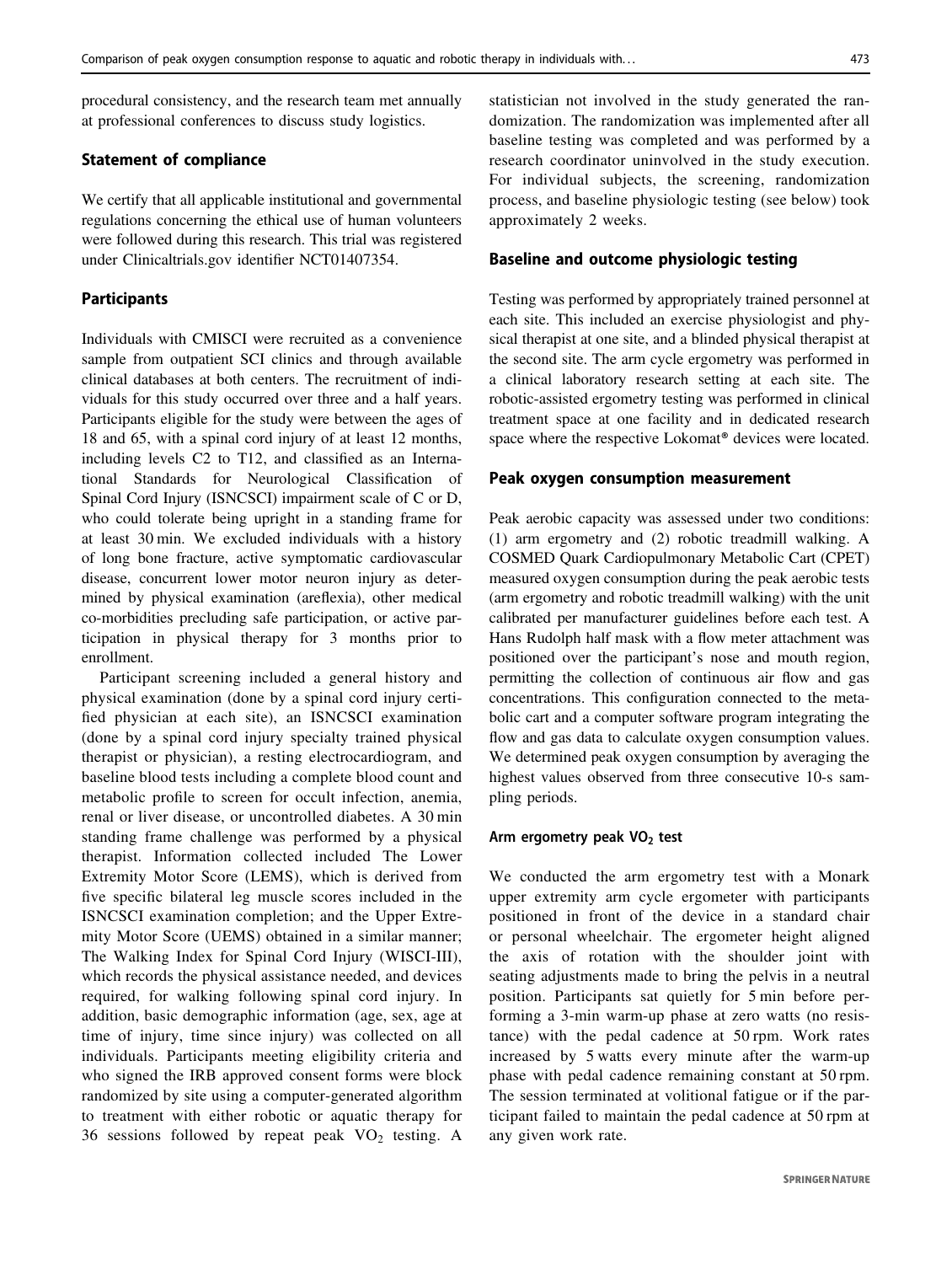procedural consistency, and the research team met annually at professional conferences to discuss study logistics.

## Statement of compliance

We certify that all applicable institutional and governmental regulations concerning the ethical use of human volunteers were followed during this research. This trial was registered under Clinicaltrials.gov identifier NCT01407354.

## Participants

Individuals with CMISCI were recruited as a convenience sample from outpatient SCI clinics and through available clinical databases at both centers. The recruitment of individuals for this study occurred over three and a half years. Participants eligible for the study were between the ages of 18 and 65, with a spinal cord injury of at least 12 months, including levels C2 to T12, and classified as an International Standards for Neurological Classification of Spinal Cord Injury (ISNCSCI) impairment scale of C or D, who could tolerate being upright in a standing frame for at least 30 min. We excluded individuals with a history of long bone fracture, active symptomatic cardiovascular disease, concurrent lower motor neuron injury as determined by physical examination (areflexia), other medical co-morbidities precluding safe participation, or active participation in physical therapy for 3 months prior to enrollment.

Participant screening included a general history and physical examination (done by a spinal cord injury certified physician at each site), an ISNCSCI examination (done by a spinal cord injury specialty trained physical therapist or physician), a resting electrocardiogram, and baseline blood tests including a complete blood count and metabolic profile to screen for occult infection, anemia, renal or liver disease, or uncontrolled diabetes. A 30 min standing frame challenge was performed by a physical therapist. Information collected included The Lower Extremity Motor Score (LEMS), which is derived from five specific bilateral leg muscle scores included in the ISNCSCI examination completion; and the Upper Extremity Motor Score (UEMS) obtained in a similar manner; The Walking Index for Spinal Cord Injury (WISCI-III), which records the physical assistance needed, and devices required, for walking following spinal cord injury. In addition, basic demographic information (age, sex, age at time of injury, time since injury) was collected on all individuals. Participants meeting eligibility criteria and who signed the IRB approved consent forms were block randomized by site using a computer-generated algorithm to treatment with either robotic or aquatic therapy for 36 sessions followed by repeat peak $VO_2$ testing. A statistician not involved in the study generated the randomization. The randomization was implemented after all baseline testing was completed and was performed by a research coordinator uninvolved in the study execution. For individual subjects, the screening, randomization process, and baseline physiologic testing (see below) took approximately 2 weeks.

## Baseline and outcome physiologic testing

Testing was performed by appropriately trained personnel at each site. This included an exercise physiologist and physical therapist at one site, and a blinded physical therapist at the second site. The arm cycle ergometry was performed in a clinical laboratory research setting at each site. The robotic-assisted ergometry testing was performed in clinical treatment space at one facility and in dedicated research space where the respective Lokomat® devices were located.

## Peak oxygen consumption measurement

Peak aerobic capacity was assessed under two conditions: (1) arm ergometry and (2) robotic treadmill walking. A COSMED Quark Cardiopulmonary Metabolic Cart (CPET) measured oxygen consumption during the peak aerobic tests (arm ergometry and robotic treadmill walking) with the unit calibrated per manufacturer guidelines before each test. A Hans Rudolph half mask with a flow meter attachment was positioned over the participant's nose and mouth region, permitting the collection of continuous air flow and gas concentrations. This configuration connected to the metabolic cart and a computer software program integrating the flow and gas data to calculate oxygen consumption values. We determined peak oxygen consumption by averaging the highest values observed from three consecutive 10-s sampling periods.

### Arm ergometry peak $VO_2$ test

We conducted the arm ergometry test with a Monark upper extremity arm cycle ergometer with participants positioned in front of the device in a standard chair or personal wheelchair. The ergometer height aligned the axis of rotation with the shoulder joint with seating adjustments made to bring the pelvis in a neutral position. Participants sat quietly for 5 min before performing a 3-min warm-up phase at zero watts (no resistance) with the pedal cadence at 50 rpm. Work rates increased by 5 watts every minute after the warm-up phase with pedal cadence remaining constant at 50 rpm. The session terminated at volitional fatigue or if the participant failed to maintain the pedal cadence at 50 rpm at any given work rate.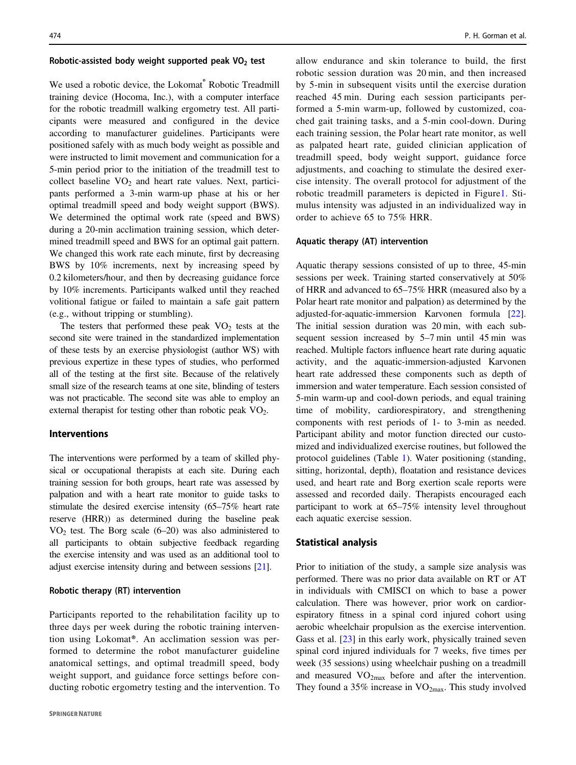### Robotic-assisted body weight supported peak $VO_2$ test

We used a robotic device, the Lokomat® Robotic Treadmill training device (Hocoma, Inc.), with a computer interface for the robotic treadmill walking ergometry test. All participants were measured and configured in the device according to manufacturer guidelines. Participants were positioned safely with as much body weight as possible and were instructed to limit movement and communication for a 5-min period prior to the initiation of the treadmill test to collect baseline $VO_2$ and heart rate values. Next, participants performed a 3-min warm-up phase at his or her optimal treadmill speed and body weight support (BWS). We determined the optimal work rate (speed and BWS) during a 20-min acclimation training session, which determined treadmill speed and BWS for an optimal gait pattern. We changed this work rate each minute, first by decreasing BWS by 10% increments, next by increasing speed by 0.2 kilometers/hour, and then by decreasing guidance force by 10% increments. Participants walked until they reached volitional fatigue or failed to maintain a safe gait pattern (e.g., without tripping or stumbling).

The testers that performed these peak $VO_2$ tests at the second site were trained in the standardized implementation of these tests by an exercise physiologist (author WS) with previous expertize in these types of studies, who performed all of the testing at the first site. Because of the relatively small size of the research teams at one site, blinding of testers was not practicable. The second site was able to employ an external therapist for testing other than robotic peak $VO_2$.

## Interventions

The interventions were performed by a team of skilled physical or occupational therapists at each site. During each training session for both groups, heart rate was assessed by palpation and with a heart rate monitor to guide tasks to stimulate the desired exercise intensity (65–75% heart rate reserve (HRR)) as determined during the baseline peak $VO_2$ test. The Borg scale (6–20) was also administered to all participants to obtain subjective feedback regarding the exercise intensity and was used as an additional tool to adjust exercise intensity during and between sessions [21].

### Robotic therapy (RT) intervention

Participants reported to the rehabilitation facility up to three days per week during the robotic training intervention using Lokomat®. An acclimation session was performed to determine the robot manufacturer guideline anatomical settings, and optimal treadmill speed, body weight support, and guidance force settings before conducting robotic ergometry testing and the intervention. To allow endurance and skin tolerance to build, the first robotic session duration was 20 min, and then increased by 5-min in subsequent visits until the exercise duration reached 45 min. During each session participants performed a 5-min warm-up, followed by customized, coached gait training tasks, and a 5-min cool-down. During each training session, the Polar heart rate monitor, as well as palpated heart rate, guided clinician application of treadmill speed, body weight support, guidance force adjustments, and coaching to stimulate the desired exercise intensity. The overall protocol for adjustment of the robotic treadmill parameters is depicted in Figure1. Stimulus intensity was adjusted in an individualized way in order to achieve 65 to 75% HRR.

### Aquatic therapy (AT) intervention

Aquatic therapy sessions consisted of up to three, 45-min sessions per week. Training started conservatively at 50% of HRR and advanced to 65–75% HRR (measured also by a Polar heart rate monitor and palpation) as determined by the adjusted-for-aquatic-immersion Karvonen formula [22]. The initial session duration was 20 min, with each subsequent session increased by 5–7 min until 45 min was reached. Multiple factors influence heart rate during aquatic activity, and the aquatic-immersion-adjusted Karvonen heart rate addressed these components such as depth of immersion and water temperature. Each session consisted of 5-min warm-up and cool-down periods, and equal training time of mobility, cardiorespiratory, and strengthening components with rest periods of 1- to 3-min as needed. Participant ability and motor function directed our customized and individualized exercise routines, but followed the protocol guidelines (Table 1). Water positioning (standing, sitting, horizontal, depth), floatation and resistance devices used, and heart rate and Borg exertion scale reports were assessed and recorded daily. Therapists encouraged each participant to work at 65–75% intensity level throughout each aquatic exercise session.

## Statistical analysis

Prior to initiation of the study, a sample size analysis was performed. There was no prior data available on RT or AT in individuals with CMISCI on which to base a power calculation. There was however, prior work on cardiorespiratory fitness in a spinal cord injured cohort using aerobic wheelchair propulsion as the exercise intervention. Gass et al. [23] in this early work, physically trained seven spinal cord injured individuals for 7 weeks, five times per week (35 sessions) using wheelchair pushing on a treadmill and measured $VO_{2max}$ before and after the intervention. They found a 35% increase in $VO_{2max}$. This study involved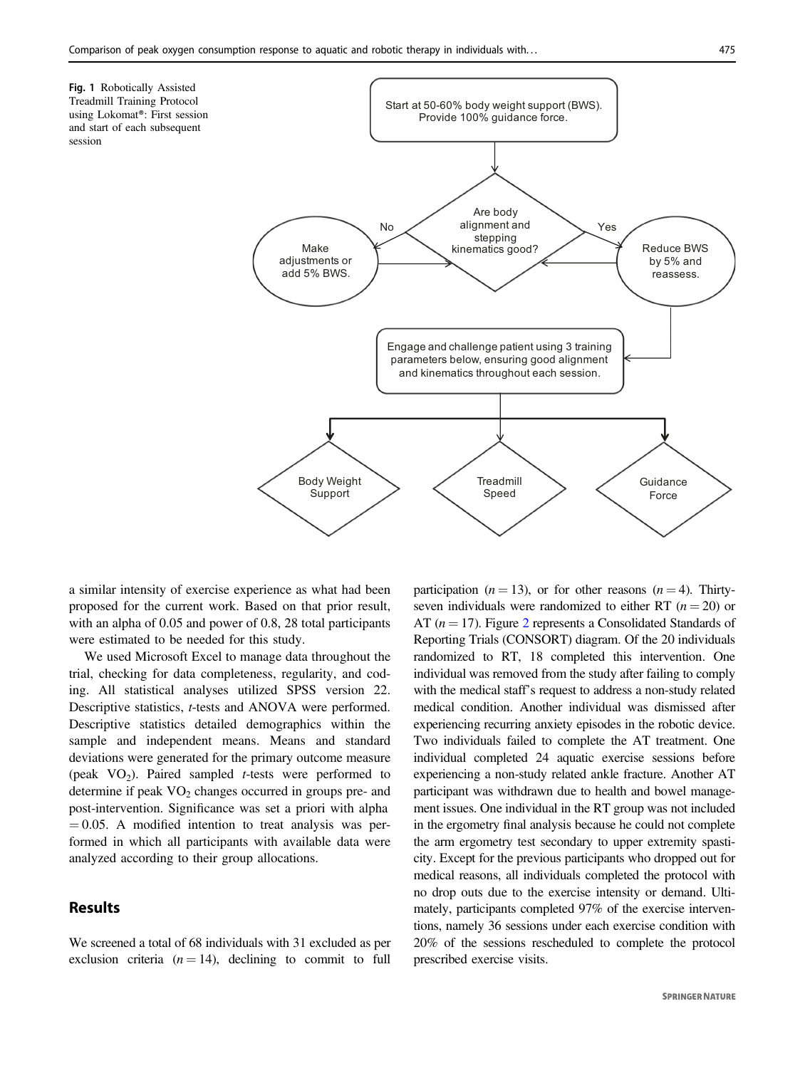Fig. 1 Robotically Assisted Treadmill Training Protocol using Lokomat®: First session and start of each subsequent session

Start at 50-60% body weight support (BWS). Provide 100% guidance force.

Are body alignment and stepping kinematics good?

No: Make adjustments or add 5% BWS.

Yes: Reduce BWS by 5% and reassess.

Engage and challenge patient using 3 training parameters below, ensuring good alignment and kinematics throughout each session.

Body Weight Support

Treadmill Speed

Guidance Force

a similar intensity of exercise experience as what had been proposed for the current work. Based on that prior result, with an alpha of 0.05 and power of 0.8, 28 total participants were estimated to be needed for this study.

We used Microsoft Excel to manage data throughout the trial, checking for data completeness, regularity, and coding. All statistical analyses utilized SPSS version 22. Descriptive statistics, *t*-tests and ANOVA were performed. Descriptive statistics detailed demographics within the sample and independent means. Means and standard deviations were generated for the primary outcome measure (peak $VO_2$). Paired sampled *t*-tests were performed to determine if peak $VO_2$ changes occurred in groups pre- and post-intervention. Significance was set a priori with alpha $= 0.05$. A modified intention to treat analysis was performed in which all participants with available data were analyzed according to their group allocations.

## Results

We screened a total of 68 individuals with 31 excluded as per exclusion criteria ($n = 14$), declining to commit to full participation ($n = 13$), or for other reasons ($n = 4$). Thirty-seven individuals were randomized to either RT ($n = 20$) or AT ($n = 17$). Figure 2 represents a Consolidated Standards of Reporting Trials (CONSORT) diagram. Of the 20 individuals randomized to RT, 18 completed this intervention. One individual was removed from the study after failing to comply with the medical staff's request to address a non-study related medical condition. Another individual was dismissed after experiencing recurring anxiety episodes in the robotic device. Two individuals failed to complete the AT treatment. One individual completed 24 aquatic exercise sessions before experiencing a non-study related ankle fracture. Another AT participant was withdrawn due to health and bowel management issues. One individual in the RT group was not included in the ergometry final analysis because he could not complete the arm ergometry test secondary to upper extremity spasticity. Except for the previous participants who dropped out for medical reasons, all individuals completed the protocol with no drop outs due to the exercise intensity or demand. Ultimately, participants completed 97% of the exercise interventions, namely 36 sessions under each exercise condition with 20% of the sessions rescheduled to complete the protocol prescribed exercise visits.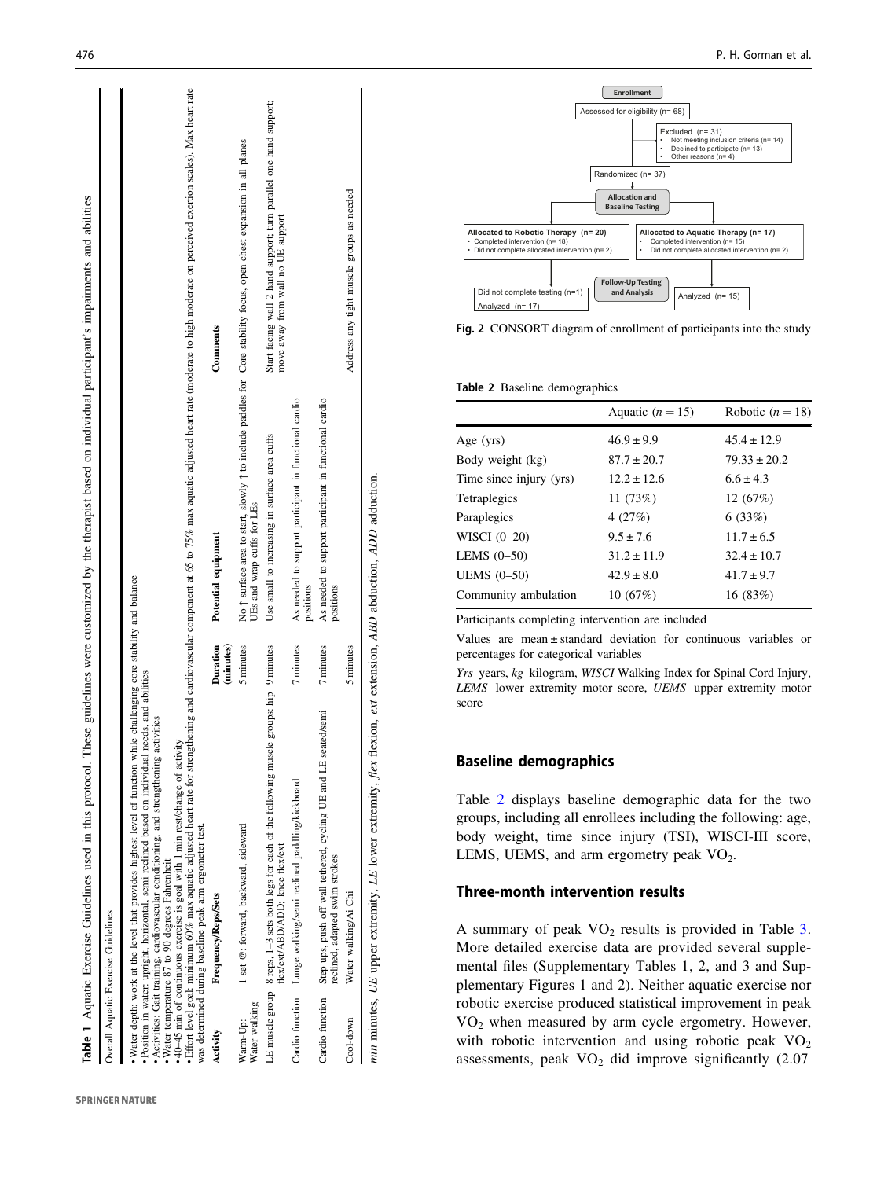**Table 1** Aquatic Exercise Guidelines used in this protocol. These guidelines were customized by the therapist based on individual participant's impairments and abilities

Overall Aquatic Exercise Guidelines

- Water depth: work at the level that provides highest level of function while challenging core stability and balance
- Position in water: upright, horizontal, semi reclined based on individual needs, and abilities
- Activities: Gait training, cardiovascular conditioning, and strengthening activities
- Water temperature 87 to 90 degrees Fahrenheit
- 40–45 min of continuous exercise is goal with 1 min rest/change of activity
- Effort level goal: minimum 60% max aquatic adjusted heart rate for strengthening and cardiovascular component at 65 to 75% max aquatic adjusted heart rate (moderate to high moderate on perceived exertion scales). Max heart rate was determined during baseline peak arm ergometer test.

| Activity | Frequency/Reps/Sets | Duration (minutes) | Potential equipment | Comments |
|---|---|---|---|---|
| Warm-Up: Water walking | 1 set @: forward, backward, sideward | 5 minutes | No ↑ surface area to start, slowly ↑ to include paddles for UEs and wrap cuffs for LEs | Core stability focus, open chest expansion in all planes |
| LE muscle group | 8 reps, 1–3 sets both legs for each of the following muscle groups: hip flex/ext/ABD/ADD; knee flex/ext | 9 minutes | Use small to increasing in surface area cuffs | Start facing wall 2 hand support; turn parallel one hand support; move away from wall no UE support |
| Cardio function | Lunge walking/semi reclined paddling/kickboard | 7 minutes | As needed to support participant in functional cardio positions | |
| Cardio function | Step ups, push off wall tethered, cycling UE and LE seated/semi reclined, adapted swim strokes | 7 minutes | As needed to support participant in functional cardio positions | |
| Cool-down | Water walking/Ai Chi | 5 minutes | | Address any tight muscle groups as needed |

*min* minutes, *UE* upper extremity, *LE* lower extremity, *flex* flexion, *ext* extension, *ABD* abduction, *ADD* adduction.

```
Enrollment
Assessed for eligibility (n= 68)
    Excluded (n= 31)
    • Not meeting inclusion criteria (n= 14)
    • Declined to participate (n= 13)
    • Other reasons (n= 4)
Randomized (n= 37)
Allocation and Baseline Testing
Allocated to Robotic Therapy (n= 20)              Allocated to Aquatic Therapy (n= 17)
• Completed intervention (n= 18)                  • Completed intervention (n= 15)
• Did not complete allocated intervention (n= 2)  • Did not complete allocated intervention (n= 2)
Follow-Up Testing and Analysis
Did not complete testing (n=1)                    Analyzed (n= 15)
Analyzed (n= 17)
```

**Fig. 2** CONSORT diagram of enrollment of participants into the study

**Table 2** Baseline demographics

| | Aquatic ($n = 15$) | Robotic ($n = 18$) |
|---|---|---|
| Age (yrs) | 46.9 ± 9.9 | 45.4 ± 12.9 |
| Body weight (kg) | 87.7 ± 20.7 | 79.33 ± 20.2 |
| Time since injury (yrs) | 12.2 ± 12.6 | 6.6 ± 4.3 |
| Tetraplegics | 11 (73%) | 12 (67%) |
| Paraplegics | 4 (27%) | 6 (33%) |
| WISCI (0–20) | 9.5 ± 7.6 | 11.7 ± 6.5 |
| LEMS (0–50) | 31.2 ± 11.9 | 32.4 ± 10.7 |
| UEMS (0–50) | 42.9 ± 8.0 | 41.7 ± 9.7 |
| Community ambulation | 10 (67%) | 16 (83%) |

Participants completing intervention are included

Values are mean ± standard deviation for continuous variables or percentages for categorical variables

*Yrs* years, *kg* kilogram, *WISCI* Walking Index for Spinal Cord Injury, *LEMS* lower extremity motor score, *UEMS* upper extremity motor score

## Baseline demographics

Table 2 displays baseline demographic data for the two groups, including all enrollees including the following: age, body weight, time since injury (TSI), WISCI-III score, LEMS, UEMS, and arm ergometry peak $VO_2$.

## Three-month intervention results

A summary of peak $VO_2$ results is provided in Table 3. More detailed exercise data are provided several supplemental files (Supplementary Tables 1, 2, and 3 and Supplementary Figures 1 and 2). Neither aquatic exercise nor robotic exercise produced statistical improvement in peak $VO_2$ when measured by arm cycle ergometry. However, with robotic intervention and using robotic peak $VO_2$ assessments, peak $VO_2$ did improve significantly (2.07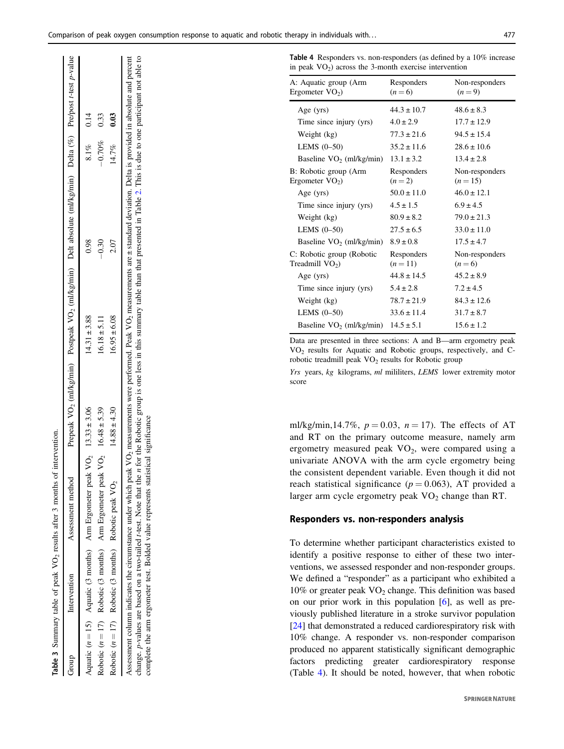**Table 3** Summary table of peak $VO_2$ results after 3 months of intervention.

| Group | Intervention | Assessment method | Prepeak $VO_2$ (ml/kg/min) | Postpeak $VO_2$ (ml/kg/min) | Delt absolute (ml/kg/min) | Delta (%) | Pre/post *t*-test *p*-value |
|---|---|---|---|---|---|---|---|
| Aquatic ($n = 15$) | Aquatic (3 months) | Arm Ergometer peak $VO_2$ | 13.33 ± 3.06 | 14.31 ± 3.88 | 0.98 | 8.1% | 0.14 |
| Robotic ($n = 17$) | Robotic (3 months) | Arm Ergometer peak $VO_2$ | 16.48 ± 5.39 | 16.18 ± 5.11 | −0.30 | −0.70% | 0.33 |
| Robotic ($n = 17$) | Robotic (3 months) | Robotic peak $VO_2$ | 14.88 ± 4.30 | 16.95 ± 6.08 | 2.07 | 14.7% | **0.03** |

Assessment column indicates the circumstance under which peak $VO_2$ measurements were performed. Peak $VO_2$ measurements are ± standard deviation. Delta is provided in absolute and percent change. *p*-values are based on a two-tailed *t*-test. Note that the *n* for the Robotic group is one less in this summary table than that presented in Table 2. This is due to one participant not able to complete the arm ergometer test. Bolded value represents statistical significance

**Table 4** Responders vs. non-responders (as defined by a 10% increase in peak $VO_2$) across the 3-month exercise intervention

| A: Aquatic group (Arm Ergometer $VO_2$) | Responders ($n = 6$) | Non-responders ($n = 9$) |
|---|---|---|
| Age (yrs) | 44.3 ± 10.7 | 48.6 ± 8.3 |
| Time since injury (yrs) | 4.0 ± 2.9 | 17.7 ± 12.9 |
| Weight (kg) | 77.3 ± 21.6 | 94.5 ± 15.4 |
| LEMS (0–50) | 35.2 ± 11.6 | 28.6 ± 10.6 |
| Baseline $VO_2$ (ml/kg/min) | 13.1 ± 3.2 | 13.4 ± 2.8 |
| **B: Robotic group (Arm Ergometer $VO_2$)** | **Responders ($n = 2$)** | **Non-responders ($n = 15$)** |
| Age (yrs) | 50.0 ± 11.0 | 46.0 ± 12.1 |
| Time since injury (yrs) | 4.5 ± 1.5 | 6.9 ± 4.5 |
| Weight (kg) | 80.9 ± 8.2 | 79.0 ± 21.3 |
| LEMS (0–50) | 27.5 ± 6.5 | 33.0 ± 11.0 |
| Baseline $VO_2$ (ml/kg/min) | 8.9 ± 0.8 | 17.5 ± 4.7 |
| **C: Robotic group (Robotic Treadmill $VO_2$)** | **Responders ($n = 11$)** | **Non-responders ($n = 6$)** |
| Age (yrs) | 44.8 ± 14.5 | 45.2 ± 8.9 |
| Time since injury (yrs) | 5.4 ± 2.8 | 7.2 ± 4.5 |
| Weight (kg) | 78.7 ± 21.9 | 84.3 ± 12.6 |
| LEMS (0–50) | 33.6 ± 11.4 | 31.7 ± 8.7 |
| Baseline $VO_2$ (ml/kg/min) | 14.5 ± 5.1 | 15.6 ± 1.2 |

Data are presented in three sections: A and B—arm ergometry peak $VO_2$ results for Aquatic and Robotic groups, respectively, and C-robotic treadmill peak $VO_2$ results for Robotic group

*Yrs* years, *kg* kilograms, *ml* mililiters, *LEMS* lower extremity motor score

ml/kg/min,14.7%, $p = 0.03$, $n = 17$). The effects of AT and RT on the primary outcome measure, namely arm ergometry measured peak $VO_2$, were compared using a univariate ANOVA with the arm cycle ergometry being the consistent dependent variable. Even though it did not reach statistical significance ($p = 0.063$), AT provided a larger arm cycle ergometry peak $VO_2$ change than RT.

## Responders vs. non-responders analysis

To determine whether participant characteristics existed to identify a positive response to either of these two interventions, we assessed responder and non-responder groups. We defined a "responder" as a participant who exhibited a 10% or greater peak $VO_2$ change. This definition was based on our prior work in this population [6], as well as previously published literature in a stroke survivor population [24] that demonstrated a reduced cardiorespiratory risk with 10% change. A responder vs. non-responder comparison produced no apparent statistically significant demographic factors predicting greater cardiorespiratory response (Table 4). It should be noted, however, that when robotic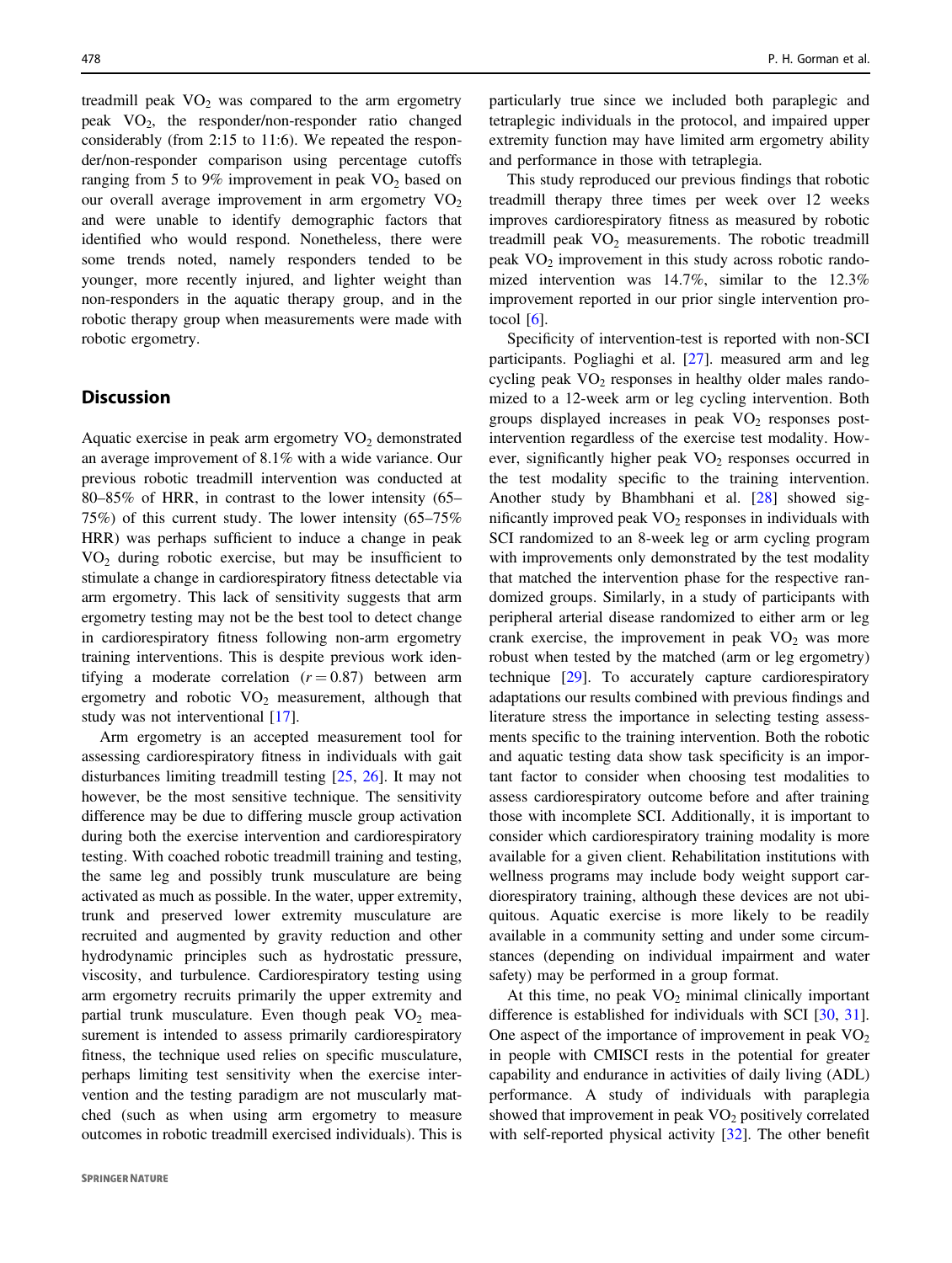treadmill peak $VO_2$ was compared to the arm ergometry peak $VO_2$, the responder/non-responder ratio changed considerably (from 2:15 to 11:6). We repeated the responder/non-responder comparison using percentage cutoffs ranging from 5 to 9% improvement in peak $VO_2$ based on our overall average improvement in arm ergometry $VO_2$ and were unable to identify demographic factors that identified who would respond. Nonetheless, there were some trends noted, namely responders tended to be younger, more recently injured, and lighter weight than non-responders in the aquatic therapy group, and in the robotic therapy group when measurements were made with robotic ergometry.

## Discussion

Aquatic exercise in peak arm ergometry $VO_2$ demonstrated an average improvement of 8.1% with a wide variance. Our previous robotic treadmill intervention was conducted at 80–85% of HRR, in contrast to the lower intensity (65–75%) of this current study. The lower intensity (65–75% HRR) was perhaps sufficient to induce a change in peak $VO_2$ during robotic exercise, but may be insufficient to stimulate a change in cardiorespiratory fitness detectable via arm ergometry. This lack of sensitivity suggests that arm ergometry testing may not be the best tool to detect change in cardiorespiratory fitness following non-arm ergometry training interventions. This is despite previous work identifying a moderate correlation ($r = 0.87$) between arm ergometry and robotic $VO_2$ measurement, although that study was not interventional [17].

Arm ergometry is an accepted measurement tool for assessing cardiorespiratory fitness in individuals with gait disturbances limiting treadmill testing [25, 26]. It may not however, be the most sensitive technique. The sensitivity difference may be due to differing muscle group activation during both the exercise intervention and cardiorespiratory testing. With coached robotic treadmill training and testing, the same leg and possibly trunk musculature are being activated as much as possible. In the water, upper extremity, trunk and preserved lower extremity musculature are recruited and augmented by gravity reduction and other hydrodynamic principles such as hydrostatic pressure, viscosity, and turbulence. Cardiorespiratory testing using arm ergometry recruits primarily the upper extremity and partial trunk musculature. Even though peak $VO_2$ measurement is intended to assess primarily cardiorespiratory fitness, the technique used relies on specific musculature, perhaps limiting test sensitivity when the exercise intervention and the testing paradigm are not muscularly matched (such as when using arm ergometry to measure outcomes in robotic treadmill exercised individuals). This is particularly true since we included both paraplegic and tetraplegic individuals in the protocol, and impaired upper extremity function may have limited arm ergometry ability and performance in those with tetraplegia.

This study reproduced our previous findings that robotic treadmill therapy three times per week over 12 weeks improves cardiorespiratory fitness as measured by robotic treadmill peak $VO_2$ measurements. The robotic treadmill peak $VO_2$ improvement in this study across robotic randomized intervention was 14.7%, similar to the 12.3% improvement reported in our prior single intervention protocol [6].

Specificity of intervention-test is reported with non-SCI participants. Pogliaghi et al. [27]. measured arm and leg cycling peak $VO_2$ responses in healthy older males randomized to a 12-week arm or leg cycling intervention. Both groups displayed increases in peak $VO_2$ responses post-intervention regardless of the exercise test modality. However, significantly higher peak $VO_2$ responses occurred in the test modality specific to the training intervention. Another study by Bhambhani et al. [28] showed significantly improved peak $VO_2$ responses in individuals with SCI randomized to an 8-week leg or arm cycling program with improvements only demonstrated by the test modality that matched the intervention phase for the respective randomized groups. Similarly, in a study of participants with peripheral arterial disease randomized to either arm or leg crank exercise, the improvement in peak $VO_2$ was more robust when tested by the matched (arm or leg ergometry) technique [29]. To accurately capture cardiorespiratory adaptations our results combined with previous findings and literature stress the importance in selecting testing assessments specific to the training intervention. Both the robotic and aquatic testing data show task specificity is an important factor to consider when choosing test modalities to assess cardiorespiratory outcome before and after training those with incomplete SCI. Additionally, it is important to consider which cardiorespiratory training modality is more available for a given client. Rehabilitation institutions with wellness programs may include body weight support cardiorespiratory training, although these devices are not ubiquitous. Aquatic exercise is more likely to be readily available in a community setting and under some circumstances (depending on individual impairment and water safety) may be performed in a group format.

At this time, no peak $VO_2$ minimal clinically important difference is established for individuals with SCI [30, 31]. One aspect of the importance of improvement in peak $VO_2$ in people with CMISCI rests in the potential for greater capability and endurance in activities of daily living (ADL) performance. A study of individuals with paraplegia showed that improvement in peak $VO_2$ positively correlated with self-reported physical activity [32]. The other benefit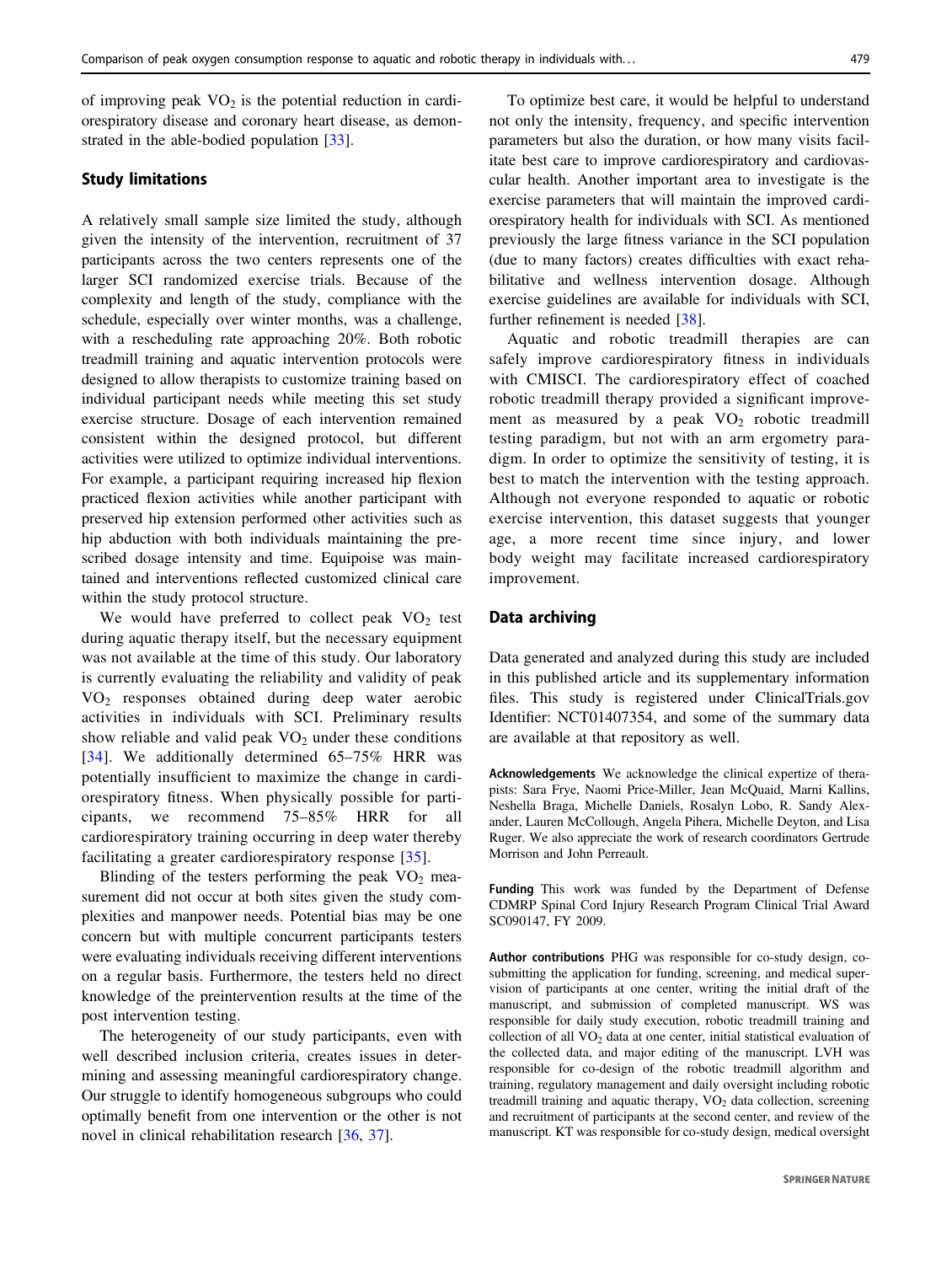of improving peak $VO_2$ is the potential reduction in cardiorespiratory disease and coronary heart disease, as demonstrated in the able-bodied population [33].

### Study limitations

A relatively small sample size limited the study, although given the intensity of the intervention, recruitment of 37 participants across the two centers represents one of the larger SCI randomized exercise trials. Because of the complexity and length of the study, compliance with the schedule, especially over winter months, was a challenge, with a rescheduling rate approaching 20%. Both robotic treadmill training and aquatic intervention protocols were designed to allow therapists to customize training based on individual participant needs while meeting this set study exercise structure. Dosage of each intervention remained consistent within the designed protocol, but different activities were utilized to optimize individual interventions. For example, a participant requiring increased hip flexion practiced flexion activities while another participant with preserved hip extension performed other activities such as hip abduction with both individuals maintaining the prescribed dosage intensity and time. Equipoise was maintained and interventions reflected customized clinical care within the study protocol structure.

We would have preferred to collect peak $VO_2$ test during aquatic therapy itself, but the necessary equipment was not available at the time of this study. Our laboratory is currently evaluating the reliability and validity of peak $VO_2$ responses obtained during deep water aerobic activities in individuals with SCI. Preliminary results show reliable and valid peak $VO_2$ under these conditions [34]. We additionally determined 65–75% HRR was potentially insufficient to maximize the change in cardiorespiratory fitness. When physically possible for participants, we recommend 75–85% HRR for all cardiorespiratory training occurring in deep water thereby facilitating a greater cardiorespiratory response [35].

Blinding of the testers performing the peak $VO_2$ measurement did not occur at both sites given the study complexities and manpower needs. Potential bias may be one concern but with multiple concurrent participants testers were evaluating individuals receiving different interventions on a regular basis. Furthermore, the testers held no direct knowledge of the preintervention results at the time of the post intervention testing.

The heterogeneity of our study participants, even with well described inclusion criteria, creates issues in determining and assessing meaningful cardiorespiratory change. Our struggle to identify homogeneous subgroups who could optimally benefit from one intervention or the other is not novel in clinical rehabilitation research [36, 37].

To optimize best care, it would be helpful to understand not only the intensity, frequency, and specific intervention parameters but also the duration, or how many visits facilitate best care to improve cardiorespiratory and cardiovascular health. Another important area to investigate is the exercise parameters that will maintain the improved cardiorespiratory health for individuals with SCI. As mentioned previously the large fitness variance in the SCI population (due to many factors) creates difficulties with exact rehabilitative and wellness intervention dosage. Although exercise guidelines are available for individuals with SCI, further refinement is needed [38].

Aquatic and robotic treadmill therapies are can safely improve cardiorespiratory fitness in individuals with CMISCI. The cardiorespiratory effect of coached robotic treadmill therapy provided a significant improvement as measured by a peak $VO_2$ robotic treadmill testing paradigm, but not with an arm ergometry paradigm. In order to optimize the sensitivity of testing, it is best to match the intervention with the testing approach. Although not everyone responded to aquatic or robotic exercise intervention, this dataset suggests that younger age, a more recent time since injury, and lower body weight may facilitate increased cardiorespiratory improvement.

## Data archiving

Data generated and analyzed during this study are included in this published article and its supplementary information files. This study is registered under ClinicalTrials.gov Identifier: NCT01407354, and some of the summary data are available at that repository as well.

**Acknowledgements** We acknowledge the clinical expertize of therapists: Sara Frye, Naomi Price-Miller, Jean McQuaid, Marni Kallins, Neshella Braga, Michelle Daniels, Rosalyn Lobo, R. Sandy Alexander, Lauren McCollough, Angela Pihera, Michelle Deyton, and Lisa Ruger. We also appreciate the work of research coordinators Gertrude Morrison and John Perreault.

**Funding** This work was funded by the Department of Defense CDMRP Spinal Cord Injury Research Program Clinical Trial Award SC090147, FY 2009.

**Author contributions** PHG was responsible for co-study design, co-submitting the application for funding, screening, and medical supervision of participants at one center, writing the initial draft of the manuscript, and submission of completed manuscript. WS was responsible for daily study execution, robotic treadmill training and collection of all $VO_2$ data at one center, initial statistical evaluation of the collected data, and major editing of the manuscript. LVH was responsible for co-design of the robotic treadmill algorithm and training, regulatory management and daily oversight including robotic treadmill training and aquatic therapy, $VO_2$ data collection, screening and recruitment of participants at the second center, and review of the manuscript. KT was responsible for co-study design, medical oversight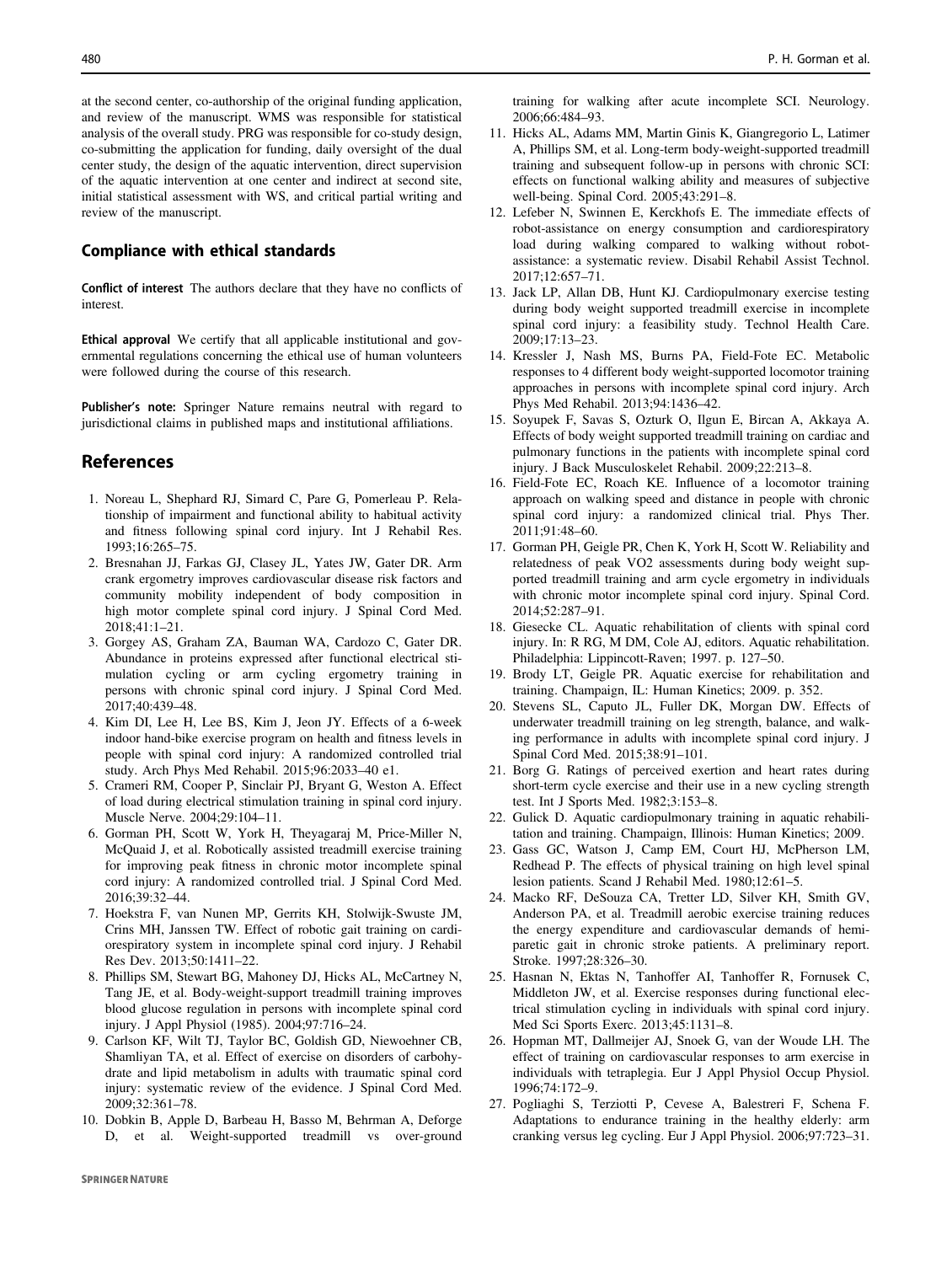at the second center, co-authorship of the original funding application, and review of the manuscript. WMS was responsible for statistical analysis of the overall study. PRG was responsible for co-study design, co-submitting the application for funding, daily oversight of the dual center study, the design of the aquatic intervention, direct supervision of the aquatic intervention at one center and indirect at second site, initial statistical assessment with WS, and critical partial writing and review of the manuscript.

## Compliance with ethical standards

**Conflict of interest** The authors declare that they have no conflicts of interest.

**Ethical approval** We certify that all applicable institutional and governmental regulations concerning the ethical use of human volunteers were followed during the course of this research.

**Publisher's note:** Springer Nature remains neutral with regard to jurisdictional claims in published maps and institutional affiliations.

## References

1. Noreau L, Shephard RJ, Simard C, Pare G, Pomerleau P. Relationship of impairment and functional ability to habitual activity and fitness following spinal cord injury. Int J Rehabil Res. 1993;16:265–75.
2. Bresnahan JJ, Farkas GJ, Clasey JL, Yates JW, Gater DR. Arm crank ergometry improves cardiovascular disease risk factors and community mobility independent of body composition in high motor complete spinal cord injury. J Spinal Cord Med. 2018;41:1–21.
3. Gorgey AS, Graham ZA, Bauman WA, Cardozo C, Gater DR. Abundance in proteins expressed after functional electrical stimulation cycling or arm cycling ergometry training in persons with chronic spinal cord injury. J Spinal Cord Med. 2017;40:439–48.
4. Kim DI, Lee H, Lee BS, Kim J, Jeon JY. Effects of a 6-week indoor hand-bike exercise program on health and fitness levels in people with spinal cord injury: A randomized controlled trial study. Arch Phys Med Rehabil. 2015;96:2033–40 e1.
5. Crameri RM, Cooper P, Sinclair PJ, Bryant G, Weston A. Effect of load during electrical stimulation training in spinal cord injury. Muscle Nerve. 2004;29:104–11.
6. Gorman PH, Scott W, York H, Theyagaraj M, Price-Miller N, McQuaid J, et al. Robotically assisted treadmill exercise training for improving peak fitness in chronic motor incomplete spinal cord injury: A randomized controlled trial. J Spinal Cord Med. 2016;39:32–44.
7. Hoekstra F, van Nunen MP, Gerrits KH, Stolwijk-Swuste JM, Crins MH, Janssen TW. Effect of robotic gait training on cardiorespiratory system in incomplete spinal cord injury. J Rehabil Res Dev. 2013;50:1411–22.
8. Phillips SM, Stewart BG, Mahoney DJ, Hicks AL, McCartney N, Tang JE, et al. Body-weight-support treadmill training improves blood glucose regulation in persons with incomplete spinal cord injury. J Appl Physiol (1985). 2004;97:716–24.
9. Carlson KF, Wilt TJ, Taylor BC, Goldish GD, Niewoehner CB, Shamliyan TA, et al. Effect of exercise on disorders of carbohydrate and lipid metabolism in adults with traumatic spinal cord injury: systematic review of the evidence. J Spinal Cord Med. 2009;32:361–78.
10. Dobkin B, Apple D, Barbeau H, Basso M, Behrman A, Deforge D, et al. Weight-supported treadmill vs over-ground training for walking after acute incomplete SCI. Neurology. 2006;66:484–93.
11. Hicks AL, Adams MM, Martin Ginis K, Giangregorio L, Latimer A, Phillips SM, et al. Long-term body-weight-supported treadmill training and subsequent follow-up in persons with chronic SCI: effects on functional walking ability and measures of subjective well-being. Spinal Cord. 2005;43:291–8.
12. Lefeber N, Swinnen E, Kerckhofs E. The immediate effects of robot-assistance on energy consumption and cardiorespiratory load during walking compared to walking without robot-assistance: a systematic review. Disabil Rehabil Assist Technol. 2017;12:657–71.
13. Jack LP, Allan DB, Hunt KJ. Cardiopulmonary exercise testing during body weight supported treadmill exercise in incomplete spinal cord injury: a feasibility study. Technol Health Care. 2009;17:13–23.
14. Kressler J, Nash MS, Burns PA, Field-Fote EC. Metabolic responses to 4 different body weight-supported locomotor training approaches in persons with incomplete spinal cord injury. Arch Phys Med Rehabil. 2013;94:1436–42.
15. Soyupek F, Savas S, Ozturk O, Ilgun E, Bircan A, Akkaya A. Effects of body weight supported treadmill training on cardiac and pulmonary functions in the patients with incomplete spinal cord injury. J Back Musculoskelet Rehabil. 2009;22:213–8.
16. Field-Fote EC, Roach KE. Influence of a locomotor training approach on walking speed and distance in people with chronic spinal cord injury: a randomized clinical trial. Phys Ther. 2011;91:48–60.
17. Gorman PH, Geigle PR, Chen K, York H, Scott W. Reliability and relatedness of peak VO2 assessments during body weight supported treadmill training and arm cycle ergometry in individuals with chronic motor incomplete spinal cord injury. Spinal Cord. 2014;52:287–91.
18. Giesecke CL. Aquatic rehabilitation of clients with spinal cord injury. In: R RG, M DM, Cole AJ, editors. Aquatic rehabilitation. Philadelphia: Lippincott-Raven; 1997. p. 127–50.
19. Brody LT, Geigle PR. Aquatic exercise for rehabilitation and training. Champaign, IL: Human Kinetics; 2009. p. 352.
20. Stevens SL, Caputo JL, Fuller DK, Morgan DW. Effects of underwater treadmill training on leg strength, balance, and walking performance in adults with incomplete spinal cord injury. J Spinal Cord Med. 2015;38:91–101.
21. Borg G. Ratings of perceived exertion and heart rates during short-term cycle exercise and their use in a new cycling strength test. Int J Sports Med. 1982;3:153–8.
22. Gulick D. Aquatic cardiopulmonary training in aquatic rehabilitation and training. Champaign, Illinois: Human Kinetics; 2009.
23. Gass GC, Watson J, Camp EM, Court HJ, McPherson LM, Redhead P. The effects of physical training on high level spinal lesion patients. Scand J Rehabil Med. 1980;12:61–5.
24. Macko RF, DeSouza CA, Tretter LD, Silver KH, Smith GV, Anderson PA, et al. Treadmill aerobic exercise training reduces the energy expenditure and cardiovascular demands of hemiparetic gait in chronic stroke patients. A preliminary report. Stroke. 1997;28:326–30.
25. Hasnan N, Ektas N, Tanhoffer AI, Tanhoffer R, Fornusek C, Middleton JW, et al. Exercise responses during functional electrical stimulation cycling in individuals with spinal cord injury. Med Sci Sports Exerc. 2013;45:1131–8.
26. Hopman MT, Dallmeijer AJ, Snoek G, van der Woude LH. The effect of training on cardiovascular responses to arm exercise in individuals with tetraplegia. Eur J Appl Physiol Occup Physiol. 1996;74:172–9.
27. Pogliaghi S, Terziotti P, Cevese A, Balestreri F, Schena F. Adaptations to endurance training in the healthy elderly: arm cranking versus leg cycling. Eur J Appl Physiol. 2006;97:723–31.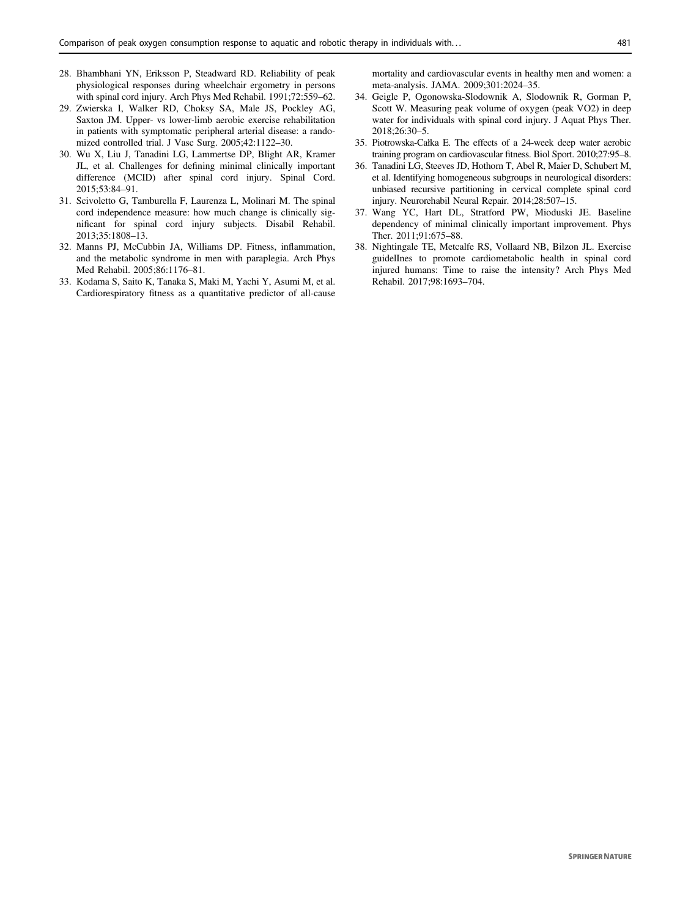28. Bhambhani YN, Eriksson P, Steadward RD. Reliability of peak physiological responses during wheelchair ergometry in persons with spinal cord injury. Arch Phys Med Rehabil. 1991;72:559–62.
29. Zwierska I, Walker RD, Choksy SA, Male JS, Pockley AG, Saxton JM. Upper- vs lower-limb aerobic exercise rehabilitation in patients with symptomatic peripheral arterial disease: a randomized controlled trial. J Vasc Surg. 2005;42:1122–30.
30. Wu X, Liu J, Tanadini LG, Lammertse DP, Blight AR, Kramer JL, et al. Challenges for defining minimal clinically important difference (MCID) after spinal cord injury. Spinal Cord. 2015;53:84–91.
31. Scivoletto G, Tamburella F, Laurenza L, Molinari M. The spinal cord independence measure: how much change is clinically significant for spinal cord injury subjects. Disabil Rehabil. 2013;35:1808–13.
32. Manns PJ, McCubbin JA, Williams DP. Fitness, inflammation, and the metabolic syndrome in men with paraplegia. Arch Phys Med Rehabil. 2005;86:1176–81.
33. Kodama S, Saito K, Tanaka S, Maki M, Yachi Y, Asumi M, et al. Cardiorespiratory fitness as a quantitative predictor of all-cause mortality and cardiovascular events in healthy men and women: a meta-analysis. JAMA. 2009;301:2024–35.
34. Geigle P, Ogonowska-Slodownik A, Slodownik R, Gorman P, Scott W. Measuring peak volume of oxygen (peak VO2) in deep water for individuals with spinal cord injury. J Aquat Phys Ther. 2018;26:30–5.
35. Piotrowska-Całka E. The effects of a 24-week deep water aerobic training program on cardiovascular fitness. Biol Sport. 2010;27:95–8.
36. Tanadini LG, Steeves JD, Hothorn T, Abel R, Maier D, Schubert M, et al. Identifying homogeneous subgroups in neurological disorders: unbiased recursive partitioning in cervical complete spinal cord injury. Neurorehabil Neural Repair. 2014;28:507–15.
37. Wang YC, Hart DL, Stratford PW, Mioduski JE. Baseline dependency of minimal clinically important improvement. Phys Ther. 2011;91:675–88.
38. Nightingale TE, Metcalfe RS, Vollaard NB, Bilzon JL. Exercise guidelInes to promote cardiometabolic health in spinal cord injured humans: Time to raise the intensity? Arch Phys Med Rehabil. 2017;98:1693–704.